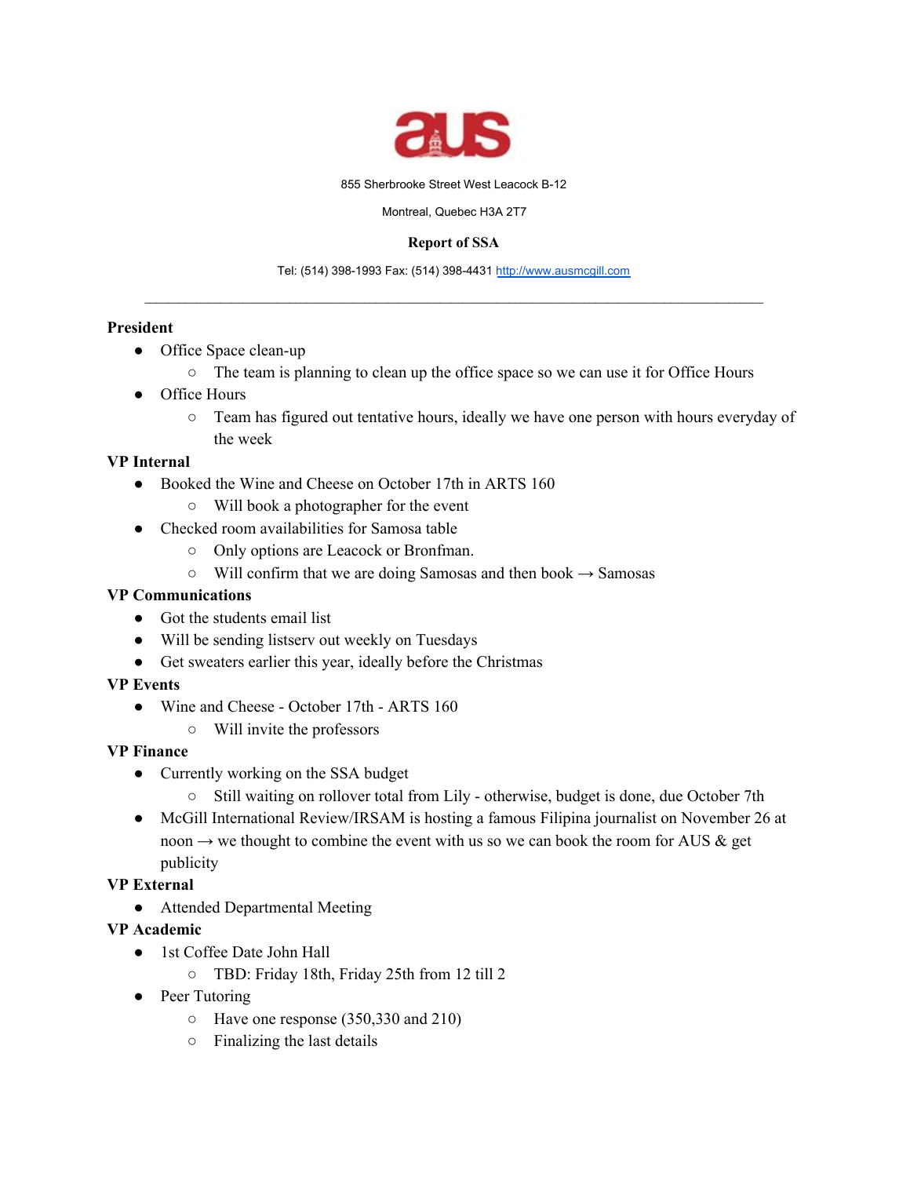855 Sherbrooke Street West Leacock B-12

Montreal, Quebec H3A 2T7

**Report of SSA**

Tel: (514) 398-1993 Fax: (514) 398-4431 http://www.ausmcgill.com

---

**President**

- Office Space clean-up
  - The team is planning to clean up the office space so we can use it for Office Hours
- Office Hours
  - Team has figured out tentative hours, ideally we have one person with hours everyday of the week

**VP Internal**

- Booked the Wine and Cheese on October 17th in ARTS 160
  - Will book a photographer for the event
- Checked room availabilities for Samosa table
  - Only options are Leacock or Bronfman.
  - Will confirm that we are doing Samosas and then book → Samosas

**VP Communications**

- Got the students email list
- Will be sending listserv out weekly on Tuesdays
- Get sweaters earlier this year, ideally before the Christmas

**VP Events**

- Wine and Cheese - October 17th - ARTS 160
  - Will invite the professors

**VP Finance**

- Currently working on the SSA budget
  - Still waiting on rollover total from Lily - otherwise, budget is done, due October 7th
- McGill International Review/IRSAM is hosting a famous Filipina journalist on November 26 at noon → we thought to combine the event with us so we can book the room for AUS & get publicity

**VP External**

- Attended Departmental Meeting

**VP Academic**

- 1st Coffee Date John Hall
  - TBD: Friday 18th, Friday 25th from 12 till 2
- Peer Tutoring
  - Have one response (350,330 and 210)
  - Finalizing the last details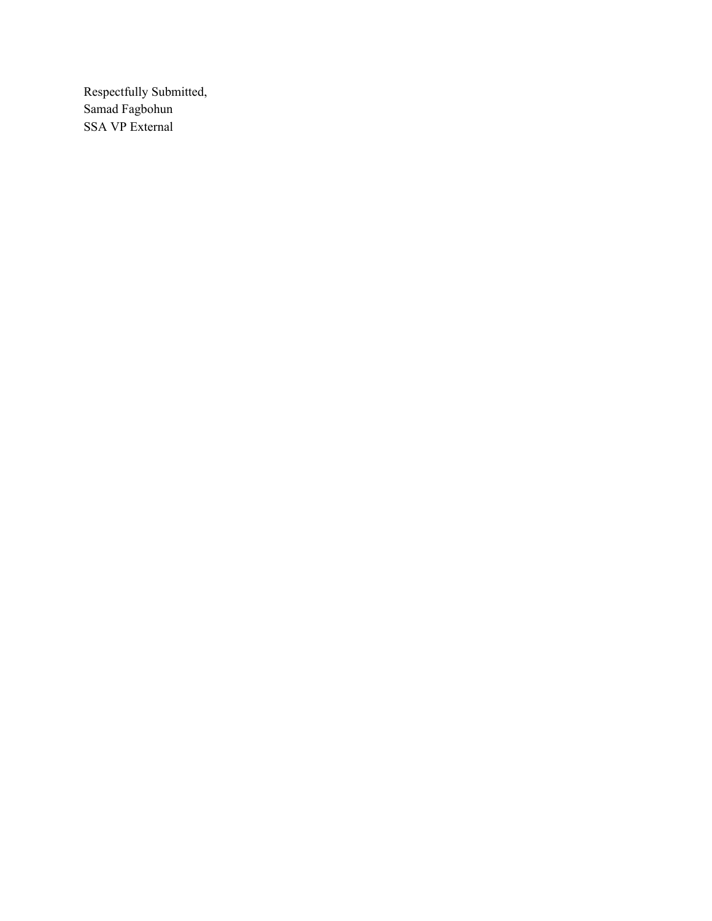Respectfully Submitted,
Samad Fagbohun
SSA VP External